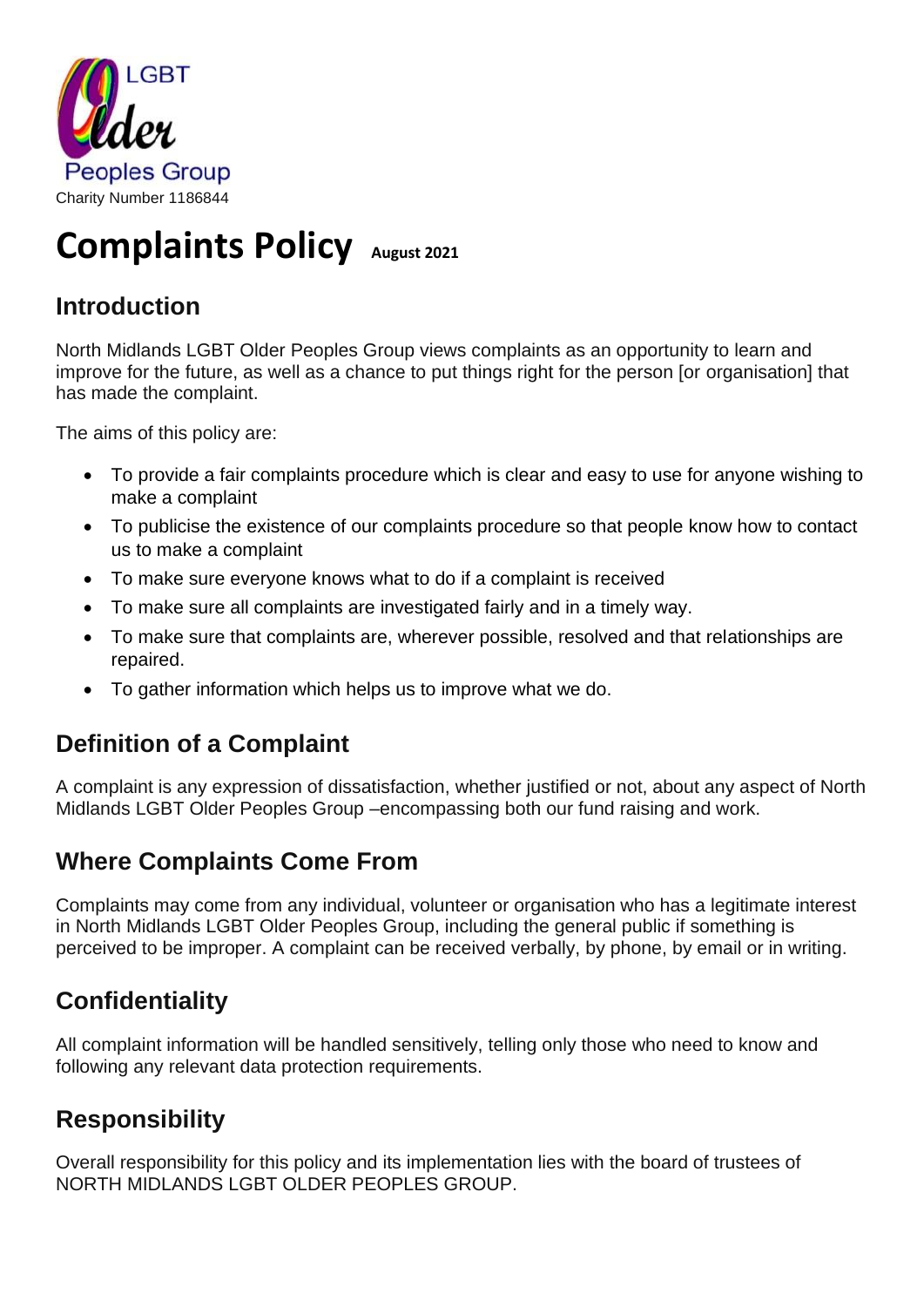LGBT Older Peoples Group

Charity Number 1186844

# Complaints Policy August 2021

## Introduction

North Midlands LGBT Older Peoples Group views complaints as an opportunity to learn and improve for the future, as well as a chance to put things right for the person [or organisation] that has made the complaint.

The aims of this policy are:

- To provide a fair complaints procedure which is clear and easy to use for anyone wishing to make a complaint
- To publicise the existence of our complaints procedure so that people know how to contact us to make a complaint
- To make sure everyone knows what to do if a complaint is received
- To make sure all complaints are investigated fairly and in a timely way.
- To make sure that complaints are, wherever possible, resolved and that relationships are repaired.
- To gather information which helps us to improve what we do.

## Definition of a Complaint

A complaint is any expression of dissatisfaction, whether justified or not, about any aspect of North Midlands LGBT Older Peoples Group –encompassing both our fund raising and work.

## Where Complaints Come From

Complaints may come from any individual, volunteer or organisation who has a legitimate interest in North Midlands LGBT Older Peoples Group, including the general public if something is perceived to be improper. A complaint can be received verbally, by phone, by email or in writing.

## Confidentiality

All complaint information will be handled sensitively, telling only those who need to know and following any relevant data protection requirements.

## Responsibility

Overall responsibility for this policy and its implementation lies with the board of trustees of NORTH MIDLANDS LGBT OLDER PEOPLES GROUP.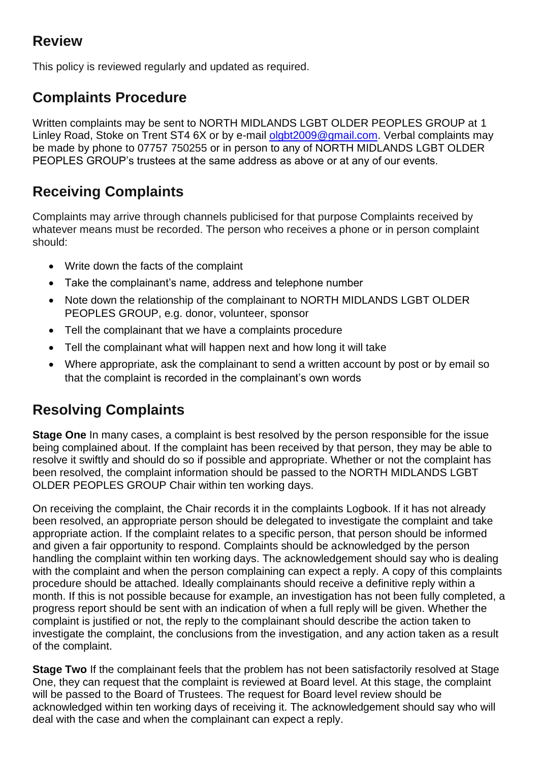## Review

This policy is reviewed regularly and updated as required.

## Complaints Procedure

Written complaints may be sent to NORTH MIDLANDS LGBT OLDER PEOPLES GROUP at 1 Linley Road, Stoke on Trent ST4 6X or by e-mail olgbt2009@gmail.com. Verbal complaints may be made by phone to 07757 750255 or in person to any of NORTH MIDLANDS LGBT OLDER PEOPLES GROUP's trustees at the same address as above or at any of our events.

## Receiving Complaints

Complaints may arrive through channels publicised for that purpose Complaints received by whatever means must be recorded. The person who receives a phone or in person complaint should:

- Write down the facts of the complaint
- Take the complainant's name, address and telephone number
- Note down the relationship of the complainant to NORTH MIDLANDS LGBT OLDER PEOPLES GROUP, e.g. donor, volunteer, sponsor
- Tell the complainant that we have a complaints procedure
- Tell the complainant what will happen next and how long it will take
- Where appropriate, ask the complainant to send a written account by post or by email so that the complaint is recorded in the complainant's own words

## Resolving Complaints

**Stage One** In many cases, a complaint is best resolved by the person responsible for the issue being complained about. If the complaint has been received by that person, they may be able to resolve it swiftly and should do so if possible and appropriate. Whether or not the complaint has been resolved, the complaint information should be passed to the NORTH MIDLANDS LGBT OLDER PEOPLES GROUP Chair within ten working days.

On receiving the complaint, the Chair records it in the complaints Logbook. If it has not already been resolved, an appropriate person should be delegated to investigate the complaint and take appropriate action. If the complaint relates to a specific person, that person should be informed and given a fair opportunity to respond. Complaints should be acknowledged by the person handling the complaint within ten working days. The acknowledgement should say who is dealing with the complaint and when the person complaining can expect a reply. A copy of this complaints procedure should be attached. Ideally complainants should receive a definitive reply within a month. If this is not possible because for example, an investigation has not been fully completed, a progress report should be sent with an indication of when a full reply will be given. Whether the complaint is justified or not, the reply to the complainant should describe the action taken to investigate the complaint, the conclusions from the investigation, and any action taken as a result of the complaint.

**Stage Two** If the complainant feels that the problem has not been satisfactorily resolved at Stage One, they can request that the complaint is reviewed at Board level. At this stage, the complaint will be passed to the Board of Trustees. The request for Board level review should be acknowledged within ten working days of receiving it. The acknowledgement should say who will deal with the case and when the complainant can expect a reply.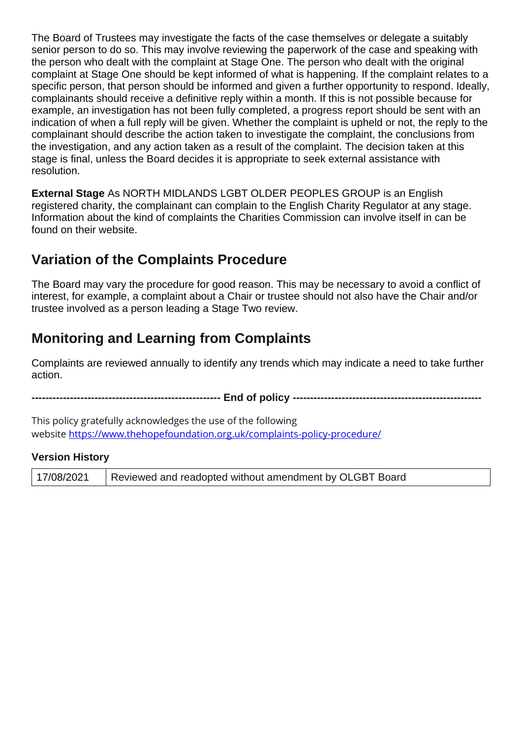The Board of Trustees may investigate the facts of the case themselves or delegate a suitably senior person to do so. This may involve reviewing the paperwork of the case and speaking with the person who dealt with the complaint at Stage One. The person who dealt with the original complaint at Stage One should be kept informed of what is happening. If the complaint relates to a specific person, that person should be informed and given a further opportunity to respond. Ideally, complainants should receive a definitive reply within a month. If this is not possible because for example, an investigation has not been fully completed, a progress report should be sent with an indication of when a full reply will be given. Whether the complaint is upheld or not, the reply to the complainant should describe the action taken to investigate the complaint, the conclusions from the investigation, and any action taken as a result of the complaint. The decision taken at this stage is final, unless the Board decides it is appropriate to seek external assistance with resolution.

**External Stage** As NORTH MIDLANDS LGBT OLDER PEOPLES GROUP is an English registered charity, the complainant can complain to the English Charity Regulator at any stage. Information about the kind of complaints the Charities Commission can involve itself in can be found on their website.

## Variation of the Complaints Procedure

The Board may vary the procedure for good reason. This may be necessary to avoid a conflict of interest, for example, a complaint about a Chair or trustee should not also have the Chair and/or trustee involved as a person leading a Stage Two review.

## Monitoring and Learning from Complaints

Complaints are reviewed annually to identify any trends which may indicate a need to take further action.

**----------------------------------------------------- End of policy -----------------------------------------------------**

This policy gratefully acknowledges the use of the following website [https://www.thehopefoundation.org.uk/complaints-policy-procedure/](https://www.thehopefoundation.org.uk/complaints-policy-procedure/)

**Version History**

| | |
|---|---|
| 17/08/2021 | Reviewed and readopted without amendment by OLGBT Board |